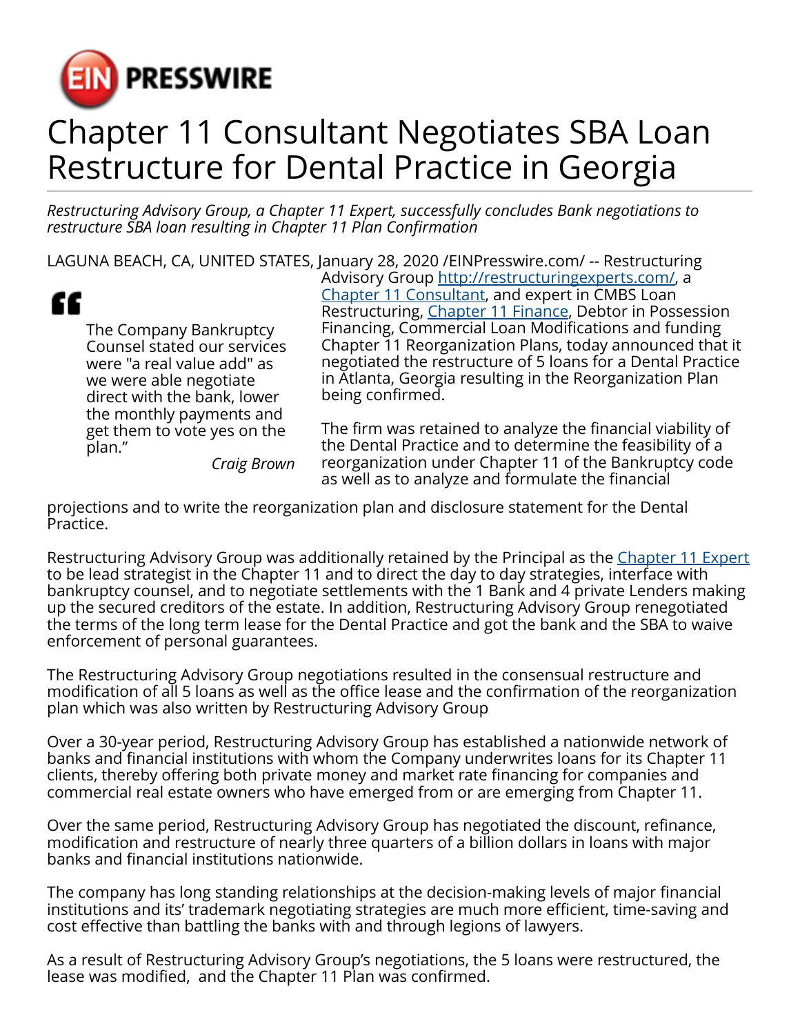EIN PRESSWIRE

# Chapter 11 Consultant Negotiates SBA Loan Restructure for Dental Practice in Georgia

*Restructuring Advisory Group, a Chapter 11 Expert, successfully concludes Bank negotiations to restructure SBA loan resulting in Chapter 11 Plan Confirmation*

LAGUNA BEACH, CA, UNITED STATES, January 28, 2020 /EINPresswire.com/ -- Restructuring Advisory Group http://restructuringexperts.com/, a Chapter 11 Consultant, and expert in CMBS Loan Restructuring, Chapter 11 Finance, Debtor in Possession Financing, Commercial Loan Modifications and funding Chapter 11 Reorganization Plans, today announced that it negotiated the restructure of 5 loans for a Dental Practice in Atlanta, Georgia resulting in the Reorganization Plan being confirmed.

> The Company Bankruptcy Counsel stated our services were "a real value add" as we were able negotiate direct with the bank, lower the monthly payments and get them to vote yes on the plan."
>
> *Craig Brown*

The firm was retained to analyze the financial viability of the Dental Practice and to determine the feasibility of a reorganization under Chapter 11 of the Bankruptcy code as well as to analyze and formulate the financial projections and to write the reorganization plan and disclosure statement for the Dental Practice.

Restructuring Advisory Group was additionally retained by the Principal as the Chapter 11 Expert to be lead strategist in the Chapter 11 and to direct the day to day strategies, interface with bankruptcy counsel, and to negotiate settlements with the 1 Bank and 4 private Lenders making up the secured creditors of the estate. In addition, Restructuring Advisory Group renegotiated the terms of the long term lease for the Dental Practice and got the bank and the SBA to waive enforcement of personal guarantees.

The Restructuring Advisory Group negotiations resulted in the consensual restructure and modification of all 5 loans as well as the office lease and the confirmation of the reorganization plan which was also written by Restructuring Advisory Group

Over a 30-year period, Restructuring Advisory Group has established a nationwide network of banks and financial institutions with whom the Company underwrites loans for its Chapter 11 clients, thereby offering both private money and market rate financing for companies and commercial real estate owners who have emerged from or are emerging from Chapter 11.

Over the same period, Restructuring Advisory Group has negotiated the discount, refinance, modification and restructure of nearly three quarters of a billion dollars in loans with major banks and financial institutions nationwide.

The company has long standing relationships at the decision-making levels of major financial institutions and its' trademark negotiating strategies are much more efficient, time-saving and cost effective than battling the banks with and through legions of lawyers.

As a result of Restructuring Advisory Group's negotiations, the 5 loans were restructured, the lease was modified, and the Chapter 11 Plan was confirmed.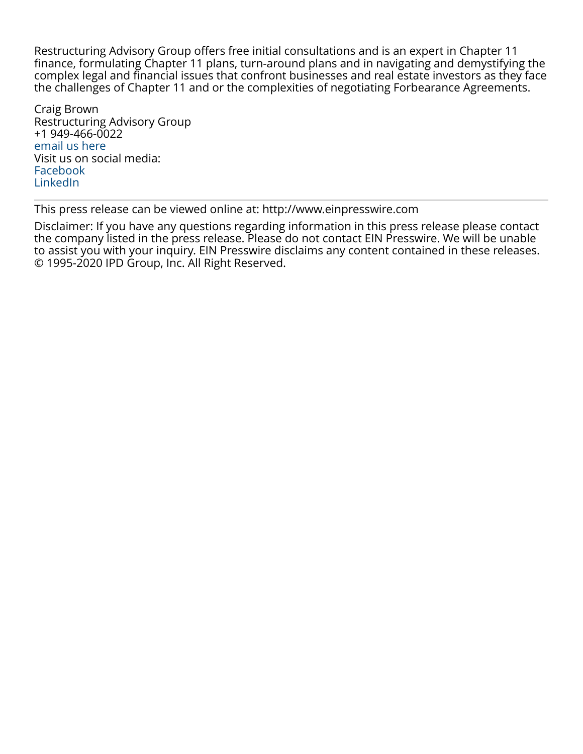Restructuring Advisory Group offers free initial consultations and is an expert in Chapter 11 finance, formulating Chapter 11 plans, turn-around plans and in navigating and demystifying the complex legal and financial issues that confront businesses and real estate investors as they face the challenges of Chapter 11 and or the complexities of negotiating Forbearance Agreements.

Craig Brown
Restructuring Advisory Group
+1 949-466-0022
email us here
Visit us on social media:
Facebook
LinkedIn

---

This press release can be viewed online at: http://www.einpresswire.com

Disclaimer: If you have any questions regarding information in this press release please contact the company listed in the press release. Please do not contact EIN Presswire. We will be unable to assist you with your inquiry. EIN Presswire disclaims any content contained in these releases. © 1995-2020 IPD Group, Inc. All Right Reserved.